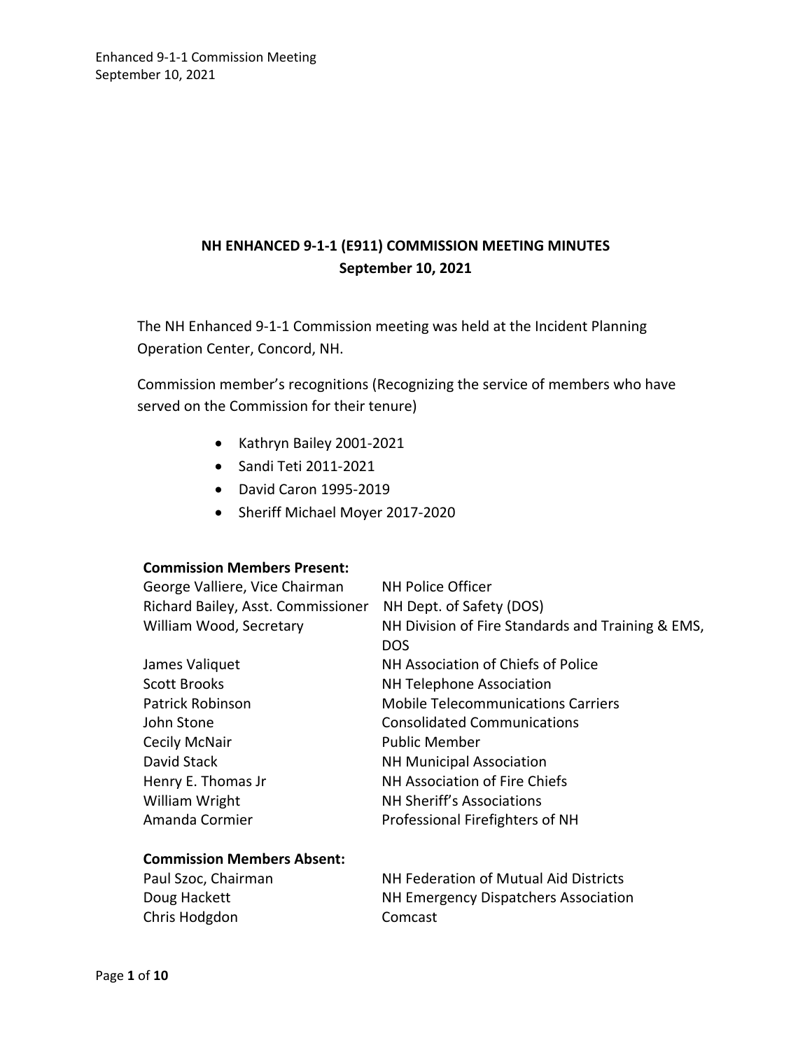# NH ENHANCED 9-1-1 (E911) COMMISSION MEETING MINUTES
## September 10, 2021

The NH Enhanced 9-1-1 Commission meeting was held at the Incident Planning Operation Center, Concord, NH.

Commission member's recognitions (Recognizing the service of members who have served on the Commission for their tenure)

- Kathryn Bailey 2001-2021
- Sandi Teti 2011-2021
- David Caron 1995-2019
- Sheriff Michael Moyer 2017-2020

**Commission Members Present:**

| | |
|---|---|
| George Valliere, Vice Chairman | NH Police Officer |
| Richard Bailey, Asst. Commissioner | NH Dept. of Safety (DOS) |
| William Wood, Secretary | NH Division of Fire Standards and Training & EMS, DOS |
| James Valiquet | NH Association of Chiefs of Police |
| Scott Brooks | NH Telephone Association |
| Patrick Robinson | Mobile Telecommunications Carriers |
| John Stone | Consolidated Communications |
| Cecily McNair | Public Member |
| David Stack | NH Municipal Association |
| Henry E. Thomas Jr | NH Association of Fire Chiefs |
| William Wright | NH Sheriff's Associations |
| Amanda Cormier | Professional Firefighters of NH |

**Commission Members Absent:**

| | |
|---|---|
| Paul Szoc, Chairman | NH Federation of Mutual Aid Districts |
| Doug Hackett | NH Emergency Dispatchers Association |
| Chris Hodgdon | Comcast |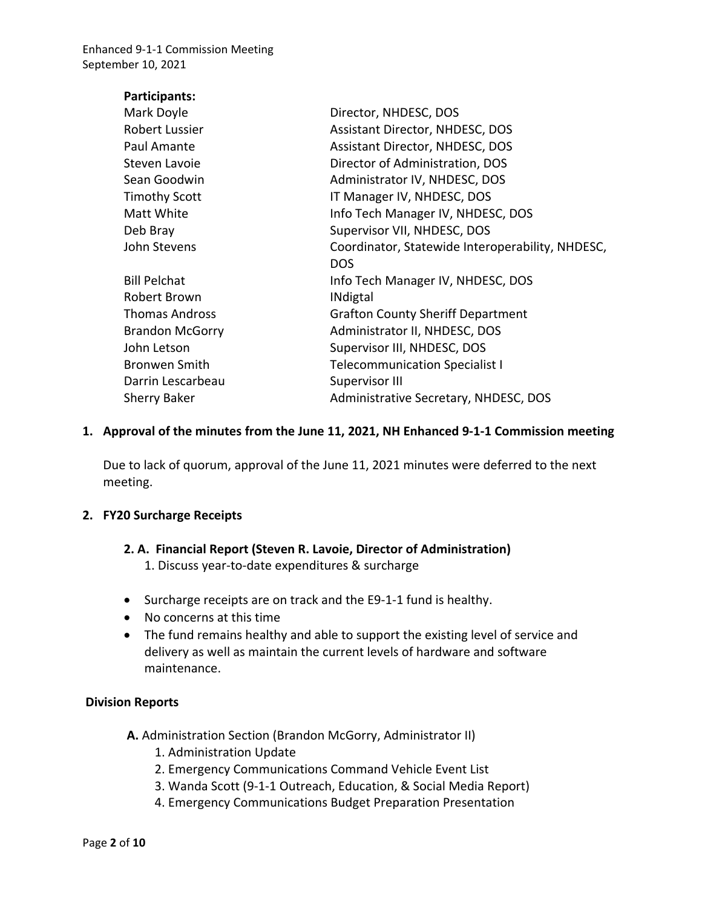**Participants:**

| | |
|---|---|
| Mark Doyle | Director, NHDESC, DOS |
| Robert Lussier | Assistant Director, NHDESC, DOS |
| Paul Amante | Assistant Director, NHDESC, DOS |
| Steven Lavoie | Director of Administration, DOS |
| Sean Goodwin | Administrator IV, NHDESC, DOS |
| Timothy Scott | IT Manager IV, NHDESC, DOS |
| Matt White | Info Tech Manager IV, NHDESC, DOS |
| Deb Bray | Supervisor VII, NHDESC, DOS |
| John Stevens | Coordinator, Statewide Interoperability, NHDESC, DOS |
| Bill Pelchat | Info Tech Manager IV, NHDESC, DOS |
| Robert Brown | INdigtal |
| Thomas Andross | Grafton County Sheriff Department |
| Brandon McGorry | Administrator II, NHDESC, DOS |
| John Letson | Supervisor III, NHDESC, DOS |
| Bronwen Smith | Telecommunication Specialist I |
| Darrin Lescarbeau | Supervisor III |
| Sherry Baker | Administrative Secretary, NHDESC, DOS |

## 1. Approval of the minutes from the June 11, 2021, NH Enhanced 9-1-1 Commission meeting

Due to lack of quorum, approval of the June 11, 2021 minutes were deferred to the next meeting.

## 2. FY20 Surcharge Receipts

### 2. A. Financial Report (Steven R. Lavoie, Director of Administration)

1. Discuss year-to-date expenditures & surcharge

- Surcharge receipts are on track and the E9-1-1 fund is healthy.
- No concerns at this time
- The fund remains healthy and able to support the existing level of service and delivery as well as maintain the current levels of hardware and software maintenance.

## Division Reports

**A.** Administration Section (Brandon McGorry, Administrator II)

1. Administration Update
2. Emergency Communications Command Vehicle Event List
3. Wanda Scott (9-1-1 Outreach, Education, & Social Media Report)
4. Emergency Communications Budget Preparation Presentation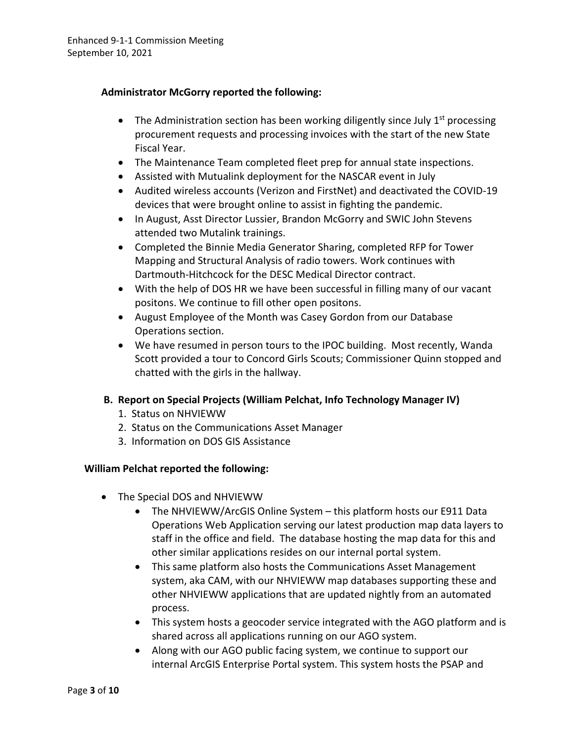**Administrator McGorry reported the following:**

- The Administration section has been working diligently since July 1st processing procurement requests and processing invoices with the start of the new State Fiscal Year.
- The Maintenance Team completed fleet prep for annual state inspections.
- Assisted with Mutualink deployment for the NASCAR event in July
- Audited wireless accounts (Verizon and FirstNet) and deactivated the COVID-19 devices that were brought online to assist in fighting the pandemic.
- In August, Asst Director Lussier, Brandon McGorry and SWIC John Stevens attended two Mutalink trainings.
- Completed the Binnie Media Generator Sharing, completed RFP for Tower Mapping and Structural Analysis of radio towers. Work continues with Dartmouth-Hitchcock for the DESC Medical Director contract.
- With the help of DOS HR we have been successful in filling many of our vacant positons. We continue to fill other open positons.
- August Employee of the Month was Casey Gordon from our Database Operations section.
- We have resumed in person tours to the IPOC building. Most recently, Wanda Scott provided a tour to Concord Girls Scouts; Commissioner Quinn stopped and chatted with the girls in the hallway.

**B. Report on Special Projects (William Pelchat, Info Technology Manager IV)**

1. Status on NHVIEWW
2. Status on the Communications Asset Manager
3. Information on DOS GIS Assistance

**William Pelchat reported the following:**

- The Special DOS and NHVIEWW
  - The NHVIEWW/ArcGIS Online System – this platform hosts our E911 Data Operations Web Application serving our latest production map data layers to staff in the office and field. The database hosting the map data for this and other similar applications resides on our internal portal system.
  - This same platform also hosts the Communications Asset Management system, aka CAM, with our NHVIEWW map databases supporting these and other NHVIEWW applications that are updated nightly from an automated process.
  - This system hosts a geocoder service integrated with the AGO platform and is shared across all applications running on our AGO system.
  - Along with our AGO public facing system, we continue to support our internal ArcGIS Enterprise Portal system. This system hosts the PSAP and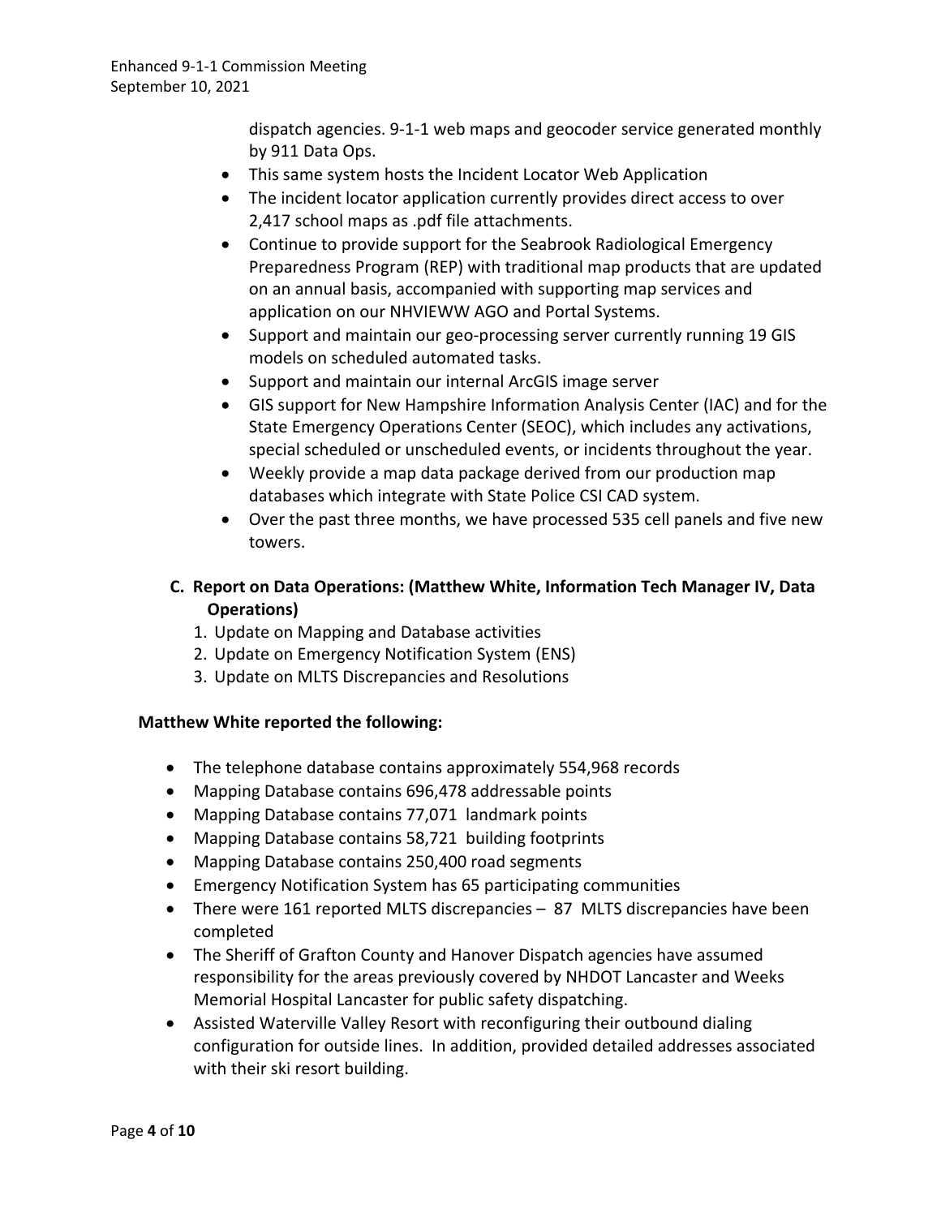dispatch agencies. 9-1-1 web maps and geocoder service generated monthly by 911 Data Ops.

- This same system hosts the Incident Locator Web Application
- The incident locator application currently provides direct access to over 2,417 school maps as .pdf file attachments.
- Continue to provide support for the Seabrook Radiological Emergency Preparedness Program (REP) with traditional map products that are updated on an annual basis, accompanied with supporting map services and application on our NHVIEWW AGO and Portal Systems.
- Support and maintain our geo-processing server currently running 19 GIS models on scheduled automated tasks.
- Support and maintain our internal ArcGIS image server
- GIS support for New Hampshire Information Analysis Center (IAC) and for the State Emergency Operations Center (SEOC), which includes any activations, special scheduled or unscheduled events, or incidents throughout the year.
- Weekly provide a map data package derived from our production map databases which integrate with State Police CSI CAD system.
- Over the past three months, we have processed 535 cell panels and five new towers.

**C. Report on Data Operations: (Matthew White, Information Tech Manager IV, Data Operations)**

1. Update on Mapping and Database activities
2. Update on Emergency Notification System (ENS)
3. Update on MLTS Discrepancies and Resolutions

**Matthew White reported the following:**

- The telephone database contains approximately 554,968 records
- Mapping Database contains 696,478 addressable points
- Mapping Database contains 77,071 landmark points
- Mapping Database contains 58,721 building footprints
- Mapping Database contains 250,400 road segments
- Emergency Notification System has 65 participating communities
- There were 161 reported MLTS discrepancies – 87 MLTS discrepancies have been completed
- The Sheriff of Grafton County and Hanover Dispatch agencies have assumed responsibility for the areas previously covered by NHDOT Lancaster and Weeks Memorial Hospital Lancaster for public safety dispatching.
- Assisted Waterville Valley Resort with reconfiguring their outbound dialing configuration for outside lines. In addition, provided detailed addresses associated with their ski resort building.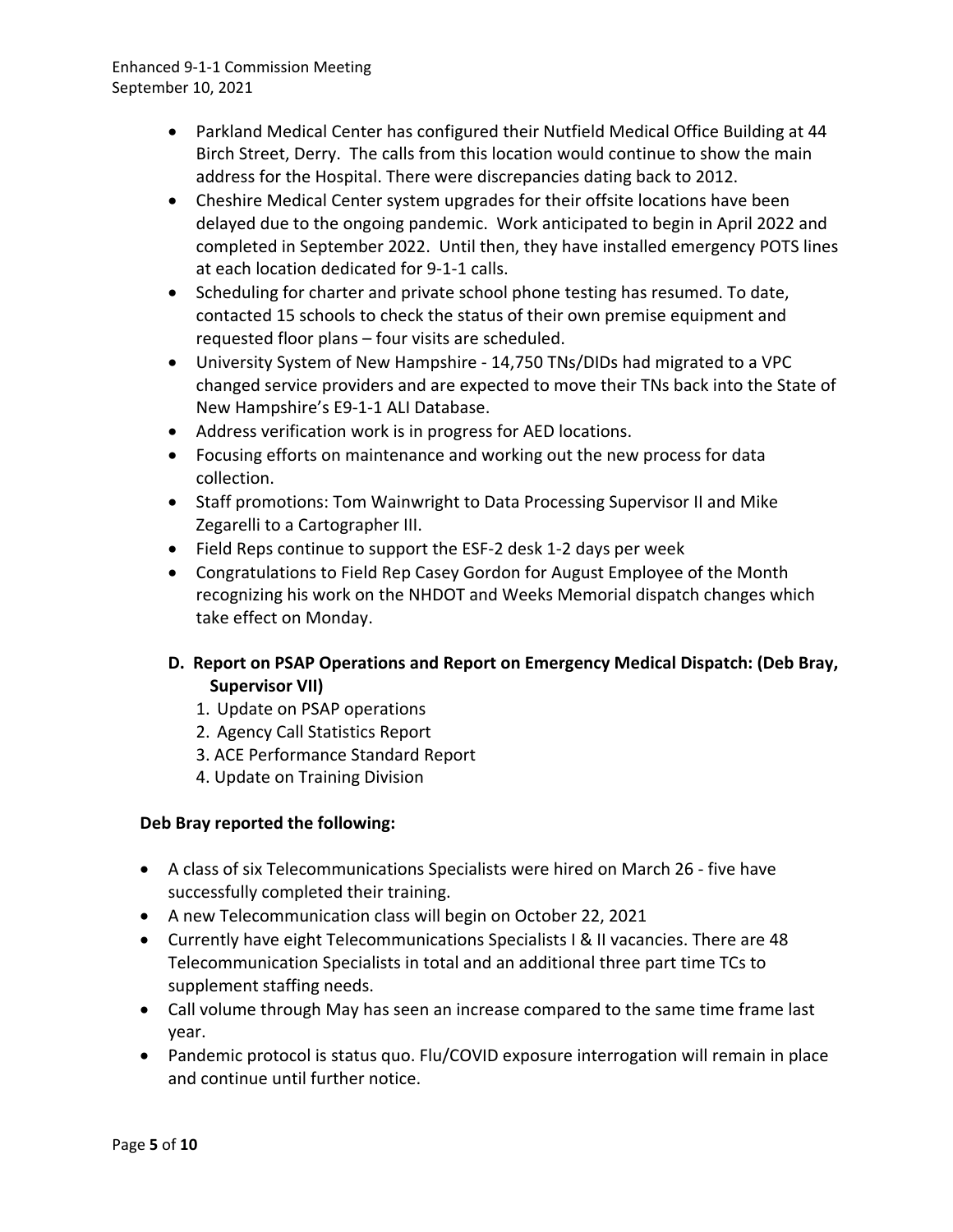- Parkland Medical Center has configured their Nutfield Medical Office Building at 44 Birch Street, Derry. The calls from this location would continue to show the main address for the Hospital. There were discrepancies dating back to 2012.
- Cheshire Medical Center system upgrades for their offsite locations have been delayed due to the ongoing pandemic. Work anticipated to begin in April 2022 and completed in September 2022. Until then, they have installed emergency POTS lines at each location dedicated for 9-1-1 calls.
- Scheduling for charter and private school phone testing has resumed. To date, contacted 15 schools to check the status of their own premise equipment and requested floor plans – four visits are scheduled.
- University System of New Hampshire - 14,750 TNs/DIDs had migrated to a VPC changed service providers and are expected to move their TNs back into the State of New Hampshire's E9-1-1 ALI Database.
- Address verification work is in progress for AED locations.
- Focusing efforts on maintenance and working out the new process for data collection.
- Staff promotions: Tom Wainwright to Data Processing Supervisor II and Mike Zegarelli to a Cartographer III.
- Field Reps continue to support the ESF-2 desk 1-2 days per week
- Congratulations to Field Rep Casey Gordon for August Employee of the Month recognizing his work on the NHDOT and Weeks Memorial dispatch changes which take effect on Monday.

### D. Report on PSAP Operations and Report on Emergency Medical Dispatch: (Deb Bray, Supervisor VII)

1. Update on PSAP operations
2. Agency Call Statistics Report
3. ACE Performance Standard Report
4. Update on Training Division

**Deb Bray reported the following:**

- A class of six Telecommunications Specialists were hired on March 26 - five have successfully completed their training.
- A new Telecommunication class will begin on October 22, 2021
- Currently have eight Telecommunications Specialists I & II vacancies. There are 48 Telecommunication Specialists in total and an additional three part time TCs to supplement staffing needs.
- Call volume through May has seen an increase compared to the same time frame last year.
- Pandemic protocol is status quo. Flu/COVID exposure interrogation will remain in place and continue until further notice.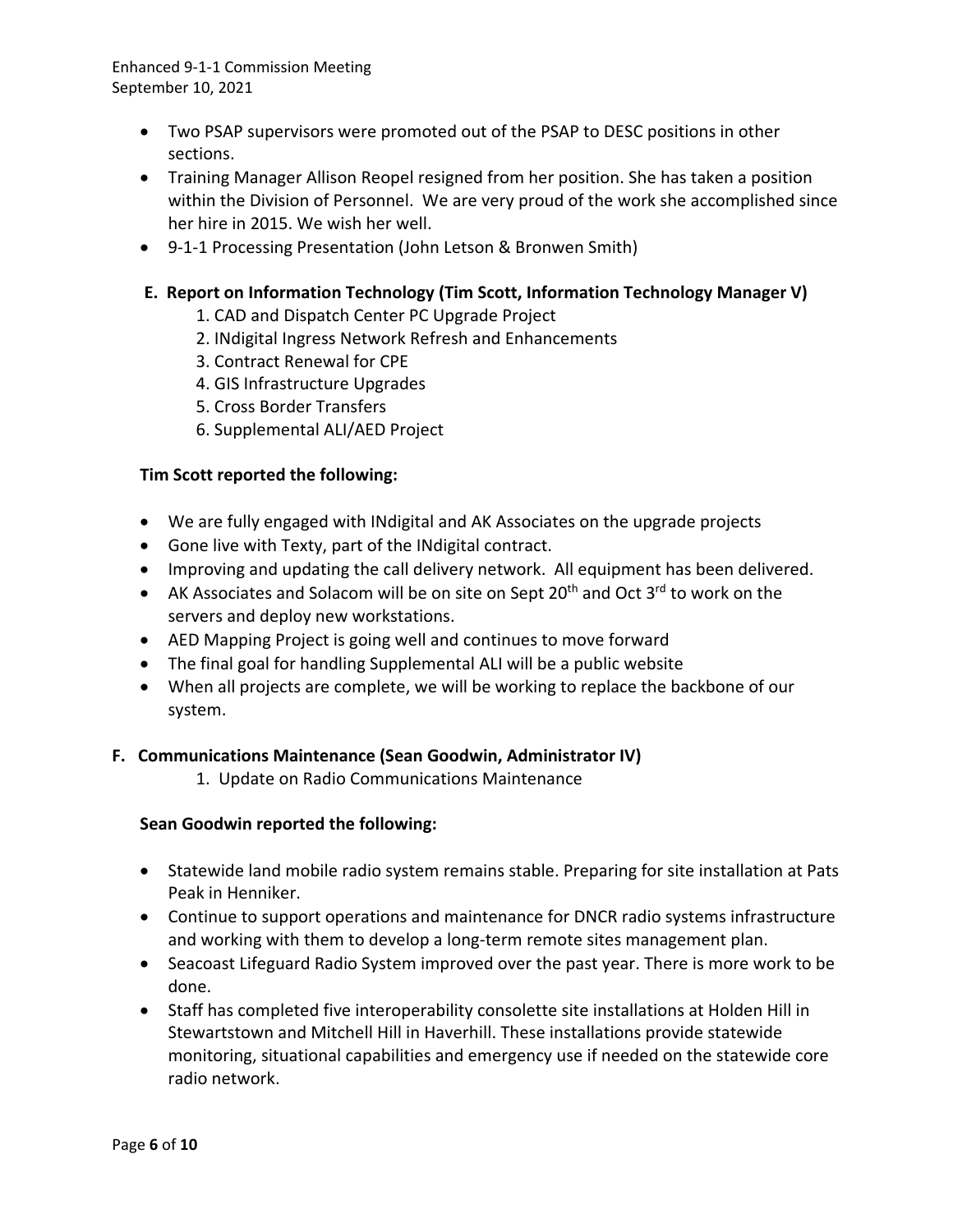- Two PSAP supervisors were promoted out of the PSAP to DESC positions in other sections.
- Training Manager Allison Reopel resigned from her position. She has taken a position within the Division of Personnel. We are very proud of the work she accomplished since her hire in 2015. We wish her well.
- 9-1-1 Processing Presentation (John Letson & Bronwen Smith)

**E. Report on Information Technology (Tim Scott, Information Technology Manager V)**

1. CAD and Dispatch Center PC Upgrade Project
2. INdigital Ingress Network Refresh and Enhancements
3. Contract Renewal for CPE
4. GIS Infrastructure Upgrades
5. Cross Border Transfers
6. Supplemental ALI/AED Project

**Tim Scott reported the following:**

- We are fully engaged with INdigital and AK Associates on the upgrade projects
- Gone live with Texty, part of the INdigital contract.
- Improving and updating the call delivery network. All equipment has been delivered.
- AK Associates and Solacom will be on site on Sept 20th and Oct 3rd to work on the servers and deploy new workstations.
- AED Mapping Project is going well and continues to move forward
- The final goal for handling Supplemental ALI will be a public website
- When all projects are complete, we will be working to replace the backbone of our system.

**F. Communications Maintenance (Sean Goodwin, Administrator IV)**

1. Update on Radio Communications Maintenance

**Sean Goodwin reported the following:**

- Statewide land mobile radio system remains stable. Preparing for site installation at Pats Peak in Henniker.
- Continue to support operations and maintenance for DNCR radio systems infrastructure and working with them to develop a long-term remote sites management plan.
- Seacoast Lifeguard Radio System improved over the past year. There is more work to be done.
- Staff has completed five interoperability consolette site installations at Holden Hill in Stewartstown and Mitchell Hill in Haverhill. These installations provide statewide monitoring, situational capabilities and emergency use if needed on the statewide core radio network.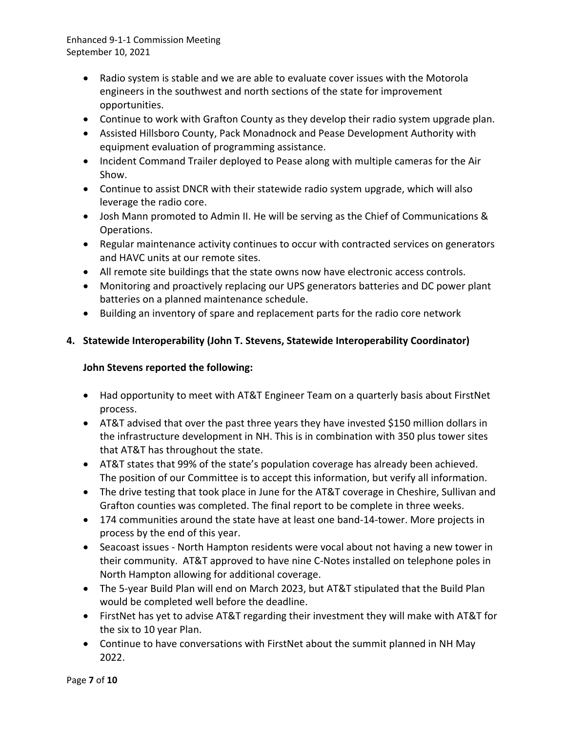- Radio system is stable and we are able to evaluate cover issues with the Motorola engineers in the southwest and north sections of the state for improvement opportunities.
- Continue to work with Grafton County as they develop their radio system upgrade plan.
- Assisted Hillsboro County, Pack Monadnock and Pease Development Authority with equipment evaluation of programming assistance.
- Incident Command Trailer deployed to Pease along with multiple cameras for the Air Show.
- Continue to assist DNCR with their statewide radio system upgrade, which will also leverage the radio core.
- Josh Mann promoted to Admin II. He will be serving as the Chief of Communications & Operations.
- Regular maintenance activity continues to occur with contracted services on generators and HAVC units at our remote sites.
- All remote site buildings that the state owns now have electronic access controls.
- Monitoring and proactively replacing our UPS generators batteries and DC power plant batteries on a planned maintenance schedule.
- Building an inventory of spare and replacement parts for the radio core network

**4. Statewide Interoperability (John T. Stevens, Statewide Interoperability Coordinator)**

**John Stevens reported the following:**

- Had opportunity to meet with AT&T Engineer Team on a quarterly basis about FirstNet process.
- AT&T advised that over the past three years they have invested $150 million dollars in the infrastructure development in NH. This is in combination with 350 plus tower sites that AT&T has throughout the state.
- AT&T states that 99% of the state's population coverage has already been achieved. The position of our Committee is to accept this information, but verify all information.
- The drive testing that took place in June for the AT&T coverage in Cheshire, Sullivan and Grafton counties was completed. The final report to be complete in three weeks.
- 174 communities around the state have at least one band-14-tower. More projects in process by the end of this year.
- Seacoast issues - North Hampton residents were vocal about not having a new tower in their community. AT&T approved to have nine C-Notes installed on telephone poles in North Hampton allowing for additional coverage.
- The 5-year Build Plan will end on March 2023, but AT&T stipulated that the Build Plan would be completed well before the deadline.
- FirstNet has yet to advise AT&T regarding their investment they will make with AT&T for the six to 10 year Plan.
- Continue to have conversations with FirstNet about the summit planned in NH May 2022.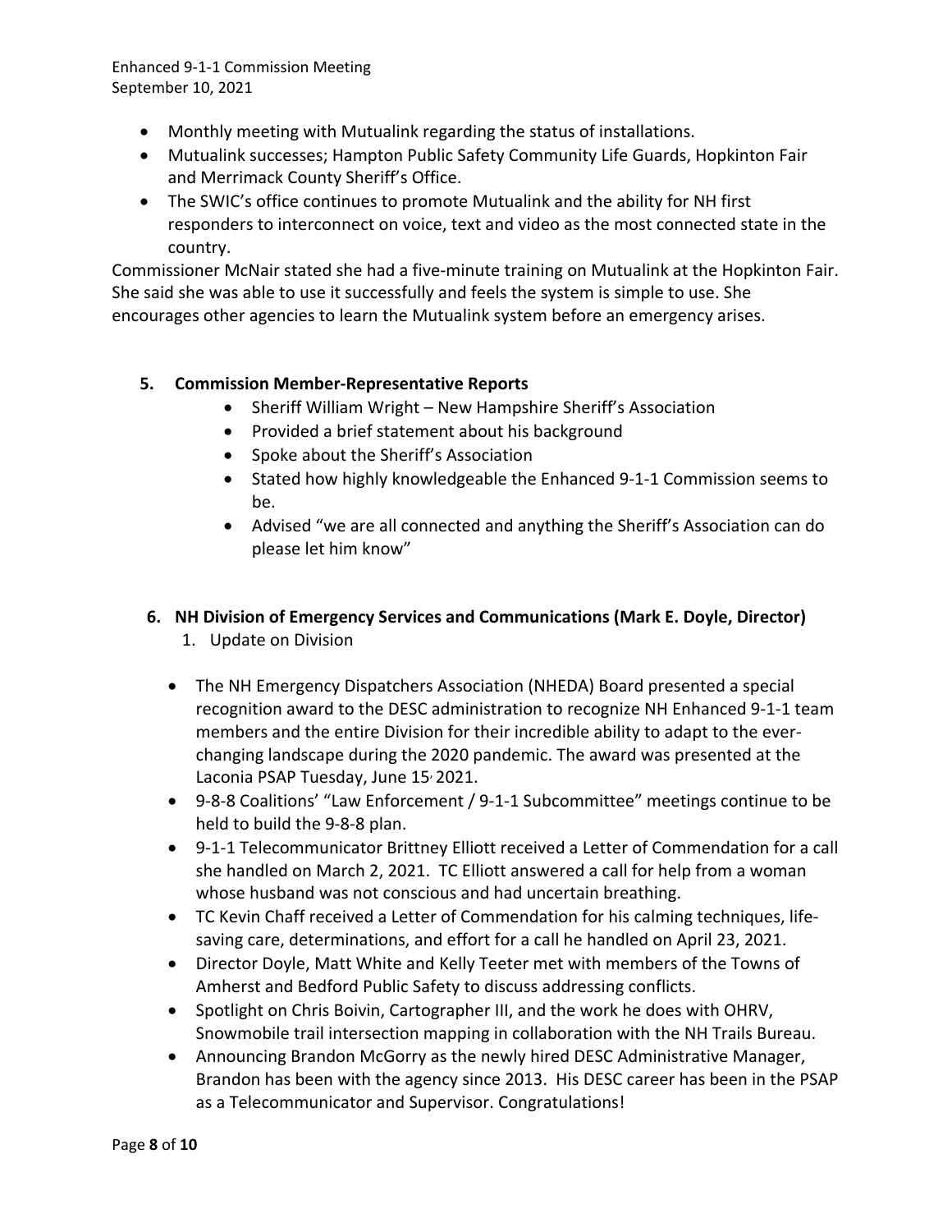- Monthly meeting with Mutualink regarding the status of installations.
- Mutualink successes; Hampton Public Safety Community Life Guards, Hopkinton Fair and Merrimack County Sheriff's Office.
- The SWIC's office continues to promote Mutualink and the ability for NH first responders to interconnect on voice, text and video as the most connected state in the country.

Commissioner McNair stated she had a five-minute training on Mutualink at the Hopkinton Fair. She said she was able to use it successfully and feels the system is simple to use. She encourages other agencies to learn the Mutualink system before an emergency arises.

## 5. Commission Member-Representative Reports

- Sheriff William Wright – New Hampshire Sheriff's Association
- Provided a brief statement about his background
- Spoke about the Sheriff's Association
- Stated how highly knowledgeable the Enhanced 9-1-1 Commission seems to be.
- Advised "we are all connected and anything the Sheriff's Association can do please let him know"

## 6. NH Division of Emergency Services and Communications (Mark E. Doyle, Director)

1. Update on Division

- The NH Emergency Dispatchers Association (NHEDA) Board presented a special recognition award to the DESC administration to recognize NH Enhanced 9-1-1 team members and the entire Division for their incredible ability to adapt to the ever-changing landscape during the 2020 pandemic. The award was presented at the Laconia PSAP Tuesday, June 15, 2021.
- 9-8-8 Coalitions' "Law Enforcement / 9-1-1 Subcommittee" meetings continue to be held to build the 9-8-8 plan.
- 9-1-1 Telecommunicator Brittney Elliott received a Letter of Commendation for a call she handled on March 2, 2021. TC Elliott answered a call for help from a woman whose husband was not conscious and had uncertain breathing.
- TC Kevin Chaff received a Letter of Commendation for his calming techniques, life-saving care, determinations, and effort for a call he handled on April 23, 2021.
- Director Doyle, Matt White and Kelly Teeter met with members of the Towns of Amherst and Bedford Public Safety to discuss addressing conflicts.
- Spotlight on Chris Boivin, Cartographer III, and the work he does with OHRV, Snowmobile trail intersection mapping in collaboration with the NH Trails Bureau.
- Announcing Brandon McGorry as the newly hired DESC Administrative Manager, Brandon has been with the agency since 2013. His DESC career has been in the PSAP as a Telecommunicator and Supervisor. Congratulations!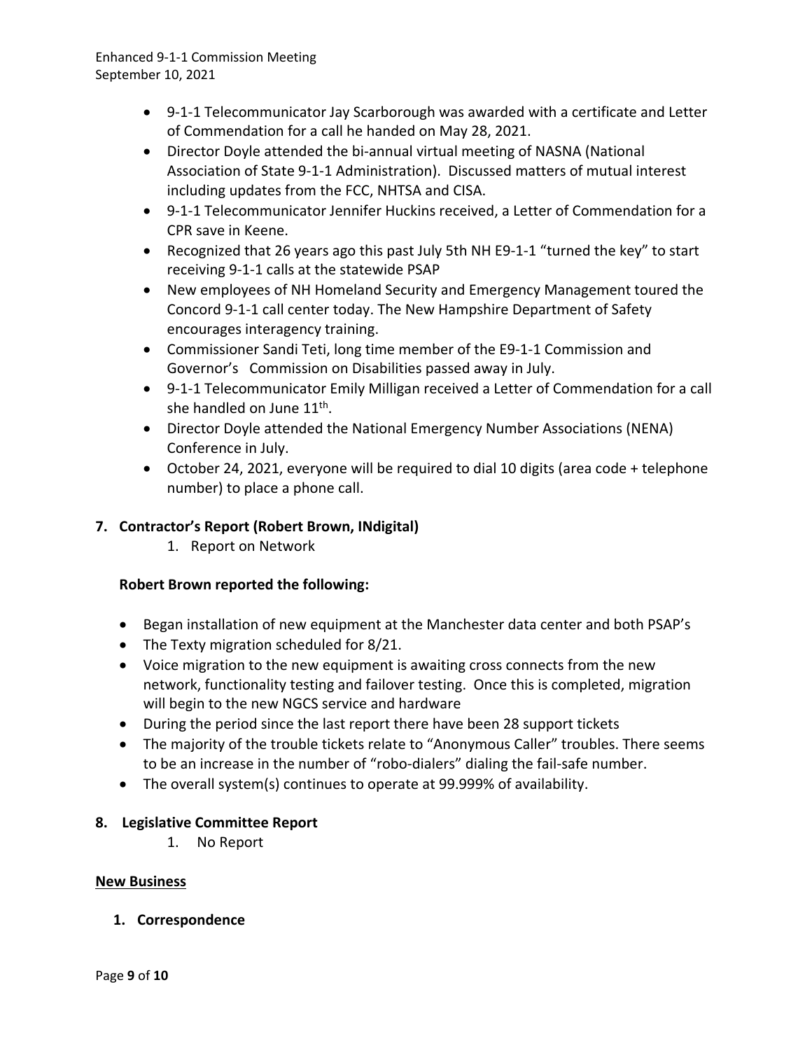- 9-1-1 Telecommunicator Jay Scarborough was awarded with a certificate and Letter of Commendation for a call he handed on May 28, 2021.
- Director Doyle attended the bi-annual virtual meeting of NASNA (National Association of State 9-1-1 Administration). Discussed matters of mutual interest including updates from the FCC, NHTSA and CISA.
- 9-1-1 Telecommunicator Jennifer Huckins received, a Letter of Commendation for a CPR save in Keene.
- Recognized that 26 years ago this past July 5th NH E9-1-1 "turned the key" to start receiving 9-1-1 calls at the statewide PSAP
- New employees of NH Homeland Security and Emergency Management toured the Concord 9-1-1 call center today. The New Hampshire Department of Safety encourages interagency training.
- Commissioner Sandi Teti, long time member of the E9-1-1 Commission and Governor's Commission on Disabilities passed away in July.
- 9-1-1 Telecommunicator Emily Milligan received a Letter of Commendation for a call she handled on June 11th.
- Director Doyle attended the National Emergency Number Associations (NENA) Conference in July.
- October 24, 2021, everyone will be required to dial 10 digits (area code + telephone number) to place a phone call.

**7. Contractor's Report (Robert Brown, INdigital)**

1. Report on Network

**Robert Brown reported the following:**

- Began installation of new equipment at the Manchester data center and both PSAP's
- The Texty migration scheduled for 8/21.
- Voice migration to the new equipment is awaiting cross connects from the new network, functionality testing and failover testing. Once this is completed, migration will begin to the new NGCS service and hardware
- During the period since the last report there have been 28 support tickets
- The majority of the trouble tickets relate to "Anonymous Caller" troubles. There seems to be an increase in the number of "robo-dialers" dialing the fail-safe number.
- The overall system(s) continues to operate at 99.999% of availability.

**8. Legislative Committee Report**

1. No Report

**New Business**

**1. Correspondence**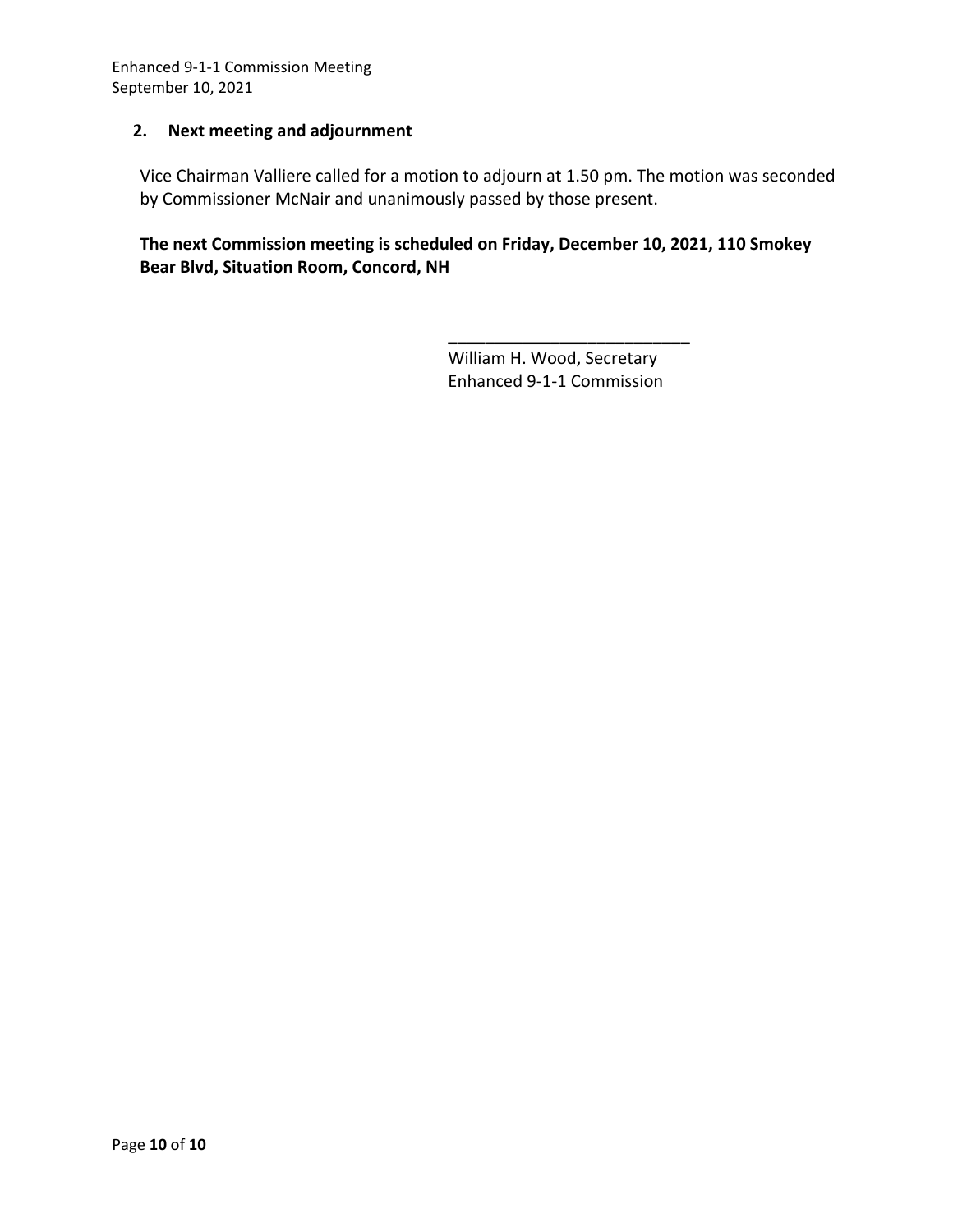## 2. Next meeting and adjournment

Vice Chairman Valliere called for a motion to adjourn at 1.50 pm. The motion was seconded by Commissioner McNair and unanimously passed by those present.

**The next Commission meeting is scheduled on Friday, December 10, 2021, 110 Smokey Bear Blvd, Situation Room, Concord, NH**

___________________________
William H. Wood, Secretary
Enhanced 9-1-1 Commission